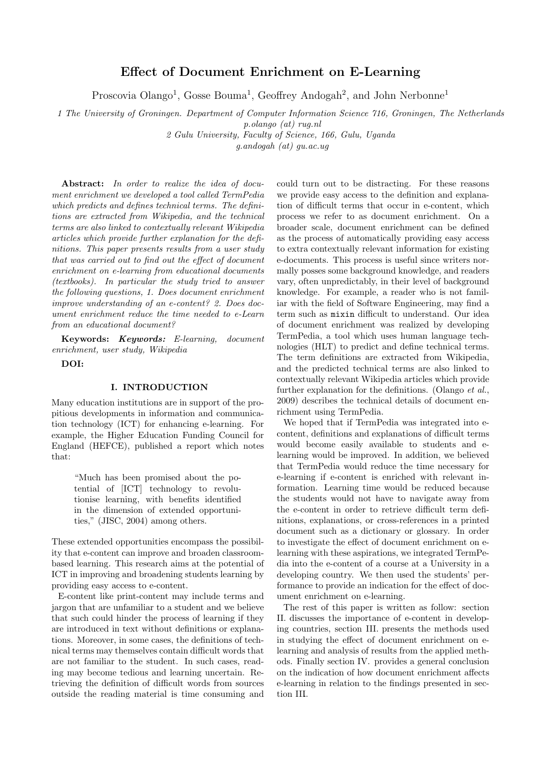# Effect of Document Enrichment on E-Learning

Proscovia Olango[1], Gosse Bouma[1], Geoffrey Andogah[2], and John Nerbonne[1]

*1 The University of Groningen. Department of Computer Information Science 716, Groningen, The Netherlands*
*p.olango (at) rug.nl*
*2 Gulu University, Faculty of Science, 166, Gulu, Uganda*
*g.andogah (at) gu.ac.ug*

**Abstract:** *In order to realize the idea of document enrichment we developed a tool called TermPedia which predicts and defines technical terms. The definitions are extracted from Wikipedia, and the technical terms are also linked to contextually relevant Wikipedia articles which provide further explanation for the definitions. This paper presents results from a user study that was carried out to find out the effect of document enrichment on e-learning from educational documents (textbooks). In particular the study tried to answer the following questions, 1. Does document enrichment improve understanding of an e-content? 2. Does document enrichment reduce the time needed to e-Learn from an educational document?*

**Keywords:** ***Keywords:*** *E-learning, document enrichment, user study, Wikipedia*

**DOI:**

## I. INTRODUCTION

Many education institutions are in support of the propitious developments in information and communication technology (ICT) for enhancing e-learning. For example, the Higher Education Funding Council for England (HEFCE), published a report which notes that:

> "Much has been promised about the potential of [ICT] technology to revolutionise learning, with benefits identified in the dimension of extended opportunities," (JISC, 2004) among others.

These extended opportunities encompass the possibility that e-content can improve and broaden classroom-based learning. This research aims at the potential of ICT in improving and broadening students learning by providing easy access to e-content.

E-content like print-content may include terms and jargon that are unfamiliar to a student and we believe that such could hinder the process of learning if they are introduced in text without definitions or explanations. Moreover, in some cases, the definitions of technical terms may themselves contain difficult words that are not familiar to the student. In such cases, reading may become tedious and learning uncertain. Retrieving the definition of difficult words from sources outside the reading material is time consuming and could turn out to be distracting. For these reasons we provide easy access to the definition and explanation of difficult terms that occur in e-content, which process we refer to as document enrichment. On a broader scale, document enrichment can be defined as the process of automatically providing easy access to extra contextually relevant information for existing e-documents. This process is useful since writers normally posses some background knowledge, and readers vary, often unpredictably, in their level of background knowledge. For example, a reader who is not familiar with the field of Software Engineering, may find a term such as `mixin` difficult to understand. Our idea of document enrichment was realized by developing TermPedia, a tool which uses human language technologies (HLT) to predict and define technical terms. The term definitions are extracted from Wikipedia, and the predicted technical terms are also linked to contextually relevant Wikipedia articles which provide further explanation for the definitions. (Olango *et al.*, 2009) describes the technical details of document enrichment using TermPedia.

We hoped that if TermPedia was integrated into e-content, definitions and explanations of difficult terms would become easily available to students and e-learning would be improved. In addition, we believed that TermPedia would reduce the time necessary for e-learning if e-content is enriched with relevant information. Learning time would be reduced because the students would not have to navigate away from the e-content in order to retrieve difficult term definitions, explanations, or cross-references in a printed document such as a dictionary or glossary. In order to investigate the effect of document enrichment on e-learning with these aspirations, we integrated TermPedia into the e-content of a course at a University in a developing country. We then used the students' performance to provide an indication for the effect of document enrichment on e-learning.

The rest of this paper is written as follow: section II. discusses the importance of e-content in developing countries, section III. presents the methods used in studying the effect of document enrichment on e-learning and analysis of results from the applied methods. Finally section IV. provides a general conclusion on the indication of how document enrichment affects e-learning in relation to the findings presented in section III.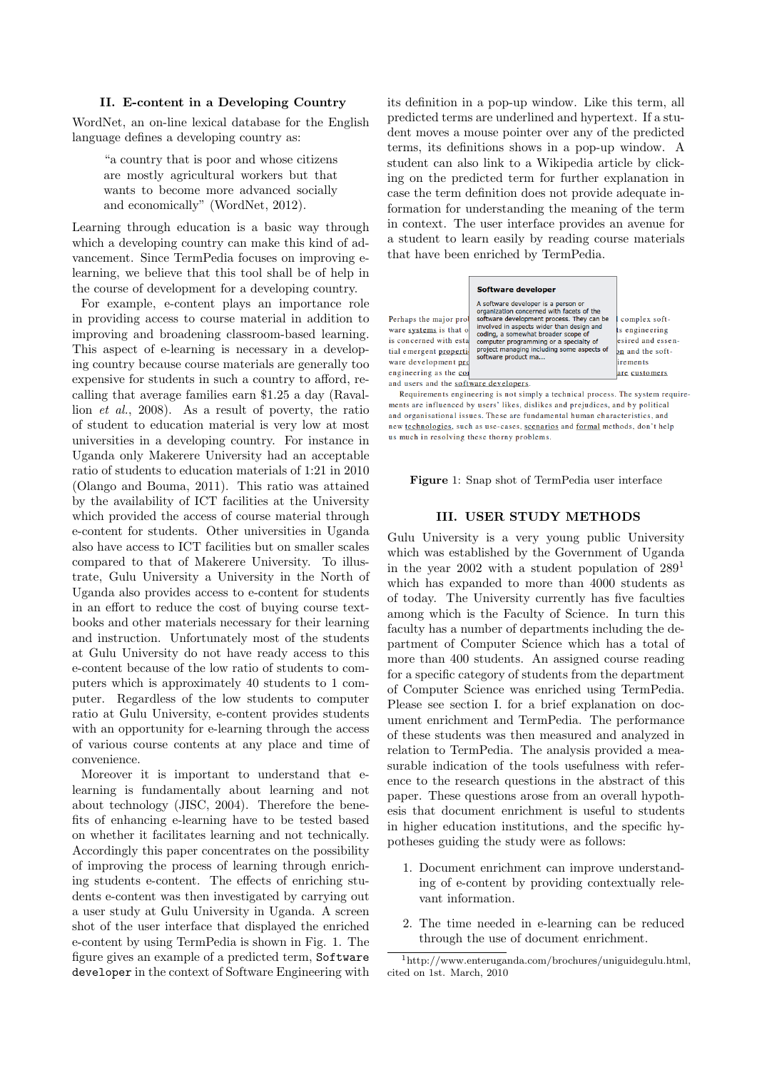## II. E-content in a Developing Country

WordNet, an on-line lexical database for the English language defines a developing country as:

> "a country that is poor and whose citizens are mostly agricultural workers but that wants to become more advanced socially and economically" (WordNet, 2012).

Learning through education is a basic way through which a developing country can make this kind of advancement. Since TermPedia focuses on improving e-learning, we believe that this tool shall be of help in the course of development for a developing country.

For example, e-content plays an importance role in providing access to course material in addition to improving and broadening classroom-based learning. This aspect of e-learning is necessary in a developing country because course materials are generally too expensive for students in such a country to afford, recalling that average families earn $1.25 a day (Ravallion *et al.*, 2008). As a result of poverty, the ratio of student to education material is very low at most universities in a developing country. For instance in Uganda only Makerere University had an acceptable ratio of students to education materials of 1:21 in 2010 (Olango and Bouma, 2011). This ratio was attained by the availability of ICT facilities at the University which provided the access of course material through e-content for students. Other universities in Uganda also have access to ICT facilities but on smaller scales compared to that of Makerere University. To illustrate, Gulu University a University in the North of Uganda also provides access to e-content for students in an effort to reduce the cost of buying course textbooks and other materials necessary for their learning and instruction. Unfortunately most of the students at Gulu University do not have ready access to this e-content because of the low ratio of students to computers which is approximately 40 students to 1 computer. Regardless of the low students to computer ratio at Gulu University, e-content provides students with an opportunity for e-learning through the access of various course contents at any place and time of convenience.

Moreover it is important to understand that e-learning is fundamentally about learning and not about technology (JISC, 2004). Therefore the benefits of enhancing e-learning have to be tested based on whether it facilitates learning and not technically. Accordingly this paper concentrates on the possibility of improving the process of learning through enriching students e-content. The effects of enriching students e-content was then investigated by carrying out a user study at Gulu University in Uganda. A screen shot of the user interface that displayed the enriched e-content by using TermPedia is shown in Fig. 1. The figure gives an example of a predicted term, `Software developer` in the context of Software Engineering with its definition in a pop-up window. Like this term, all predicted terms are underlined and hypertext. If a student moves a mouse pointer over any of the predicted terms, its definitions shows in a pop-up window. A student can also link to a Wikipedia article by clicking on the predicted term for further explanation in case the term definition does not provide adequate information for understanding the meaning of the term in context. The user interface provides an avenue for a student to learn easily by reading course materials that have been enriched by TermPedia.

**Figure 1**: Snap shot of TermPedia user interface

## III. USER STUDY METHODS

Gulu University is a very young public University which was established by the Government of Uganda in the year 2002 with a student population of 289[1] which has expanded to more than 4000 students as of today. The University currently has five faculties among which is the Faculty of Science. In turn this faculty has a number of departments including the department of Computer Science which has a total of more than 400 students. An assigned course reading for a specific category of students from the department of Computer Science was enriched using TermPedia. Please see section I. for a brief explanation on document enrichment and TermPedia. The performance of these students was then measured and analyzed in relation to TermPedia. The analysis provided a measurable indication of the tools usefulness with reference to the research questions in the abstract of this paper. These questions arose from an overall hypothesis that document enrichment is useful to students in higher education institutions, and the specific hypotheses guiding the study were as follows:

1. Document enrichment can improve understanding of e-content by providing contextually relevant information.
2. The time needed in e-learning can be reduced through the use of document enrichment.

[1] http://www.enteruganda.com/brochures/uniguidegulu.html, cited on 1st. March, 2010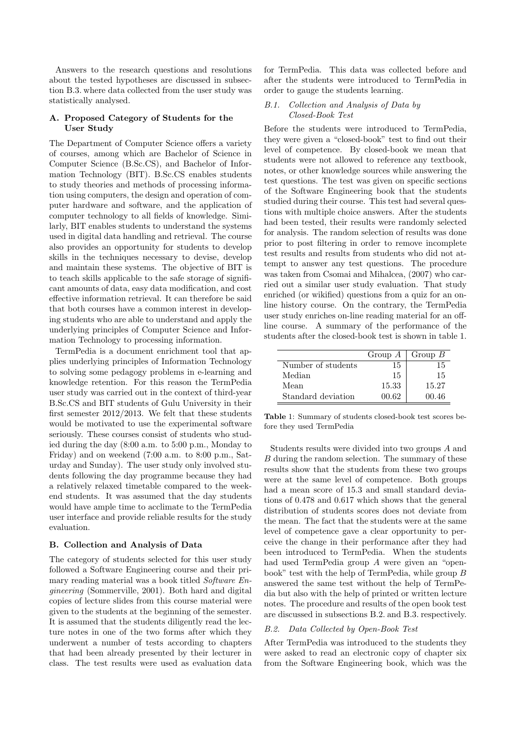Answers to the research questions and resolutions about the tested hypotheses are discussed in subsection B.3. where data collected from the user study was statistically analysed.

### A. Proposed Category of Students for the User Study

The Department of Computer Science offers a variety of courses, among which are Bachelor of Science in Computer Science (B.Sc.CS), and Bachelor of Information Technology (BIT). B.Sc.CS enables students to study theories and methods of processing information using computers, the design and operation of computer hardware and software, and the application of computer technology to all fields of knowledge. Similarly, BIT enables students to understand the systems used in digital data handling and retrieval. The course also provides an opportunity for students to develop skills in the techniques necessary to devise, develop and maintain these systems. The objective of BIT is to teach skills applicable to the safe storage of significant amounts of data, easy data modification, and cost effective information retrieval. It can therefore be said that both courses have a common interest in developing students who are able to understand and apply the underlying principles of Computer Science and Information Technology to processing information.

TermPedia is a document enrichment tool that applies underlying principles of Information Technology to solving some pedagogy problems in e-learning and knowledge retention. For this reason the TermPedia user study was carried out in the context of third-year B.Sc.CS and BIT students of Gulu University in their first semester 2012/2013. We felt that these students would be motivated to use the experimental software seriously. These courses consist of students who studied during the day (8:00 a.m. to 5:00 p.m., Monday to Friday) and on weekend (7:00 a.m. to 8:00 p.m., Saturday and Sunday). The user study only involved students following the day programme because they had a relatively relaxed timetable compared to the weekend students. It was assumed that the day students would have ample time to acclimate to the TermPedia user interface and provide reliable results for the study evaluation.

### B. Collection and Analysis of Data

The category of students selected for this user study followed a Software Engineering course and their primary reading material was a book titled *Software Engineering* (Sommerville, 2001). Both hard and digital copies of lecture slides from this course material were given to the students at the beginning of the semester. It is assumed that the students diligently read the lecture notes in one of the two forms after which they underwent a number of tests according to chapters that had been already presented by their lecturer in class. The test results were used as evaluation data for TermPedia. This data was collected before and after the students were introduced to TermPedia in order to gauge the students learning.

#### *B.1. Collection and Analysis of Data by Closed-Book Test*

Before the students were introduced to TermPedia, they were given a "closed-book" test to find out their level of competence. By closed-book we mean that students were not allowed to reference any textbook, notes, or other knowledge sources while answering the test questions. The test was given on specific sections of the Software Engineering book that the students studied during their course. This test had several questions with multiple choice answers. After the students had been tested, their results were randomly selected for analysis. The random selection of results was done prior to post filtering in order to remove incomplete test results and results from students who did not attempt to answer any test questions. The procedure was taken from Csomai and Mihalcea, (2007) who carried out a similar user study evaluation. That study enriched (or wikified) questions from a quiz for an online history course. On the contrary, the TermPedia user study enriches on-line reading material for an offline course. A summary of the performance of the students after the closed-book test is shown in table 1.

| | Group $A$ | Group $B$ |
|---|---|---|
| Number of students | 15 | 15 |
| Median | 15 | 15 |
| Mean | 15.33 | 15.27 |
| Standard deviation | 00.62 | 00.46 |

**Table** 1: Summary of students closed-book test scores before they used TermPedia

Students results were divided into two groups $A$ and $B$ during the random selection. The summary of these results show that the students from these two groups were at the same level of competence. Both groups had a mean score of 15.3 and small standard deviations of 0.478 and 0.617 which shows that the general distribution of students scores does not deviate from the mean. The fact that the students were at the same level of competence gave a clear opportunity to perceive the change in their performance after they had been introduced to TermPedia. When the students had used TermPedia group $A$ were given an "open-book" test with the help of TermPedia, while group $B$ answered the same test without the help of TermPedia but also with the help of printed or written lecture notes. The procedure and results of the open book test are discussed in subsections B.2. and B.3. respectively.

#### *B.2. Data Collected by Open-Book Test*

After TermPedia was introduced to the students they were asked to read an electronic copy of chapter six from the Software Engineering book, which was the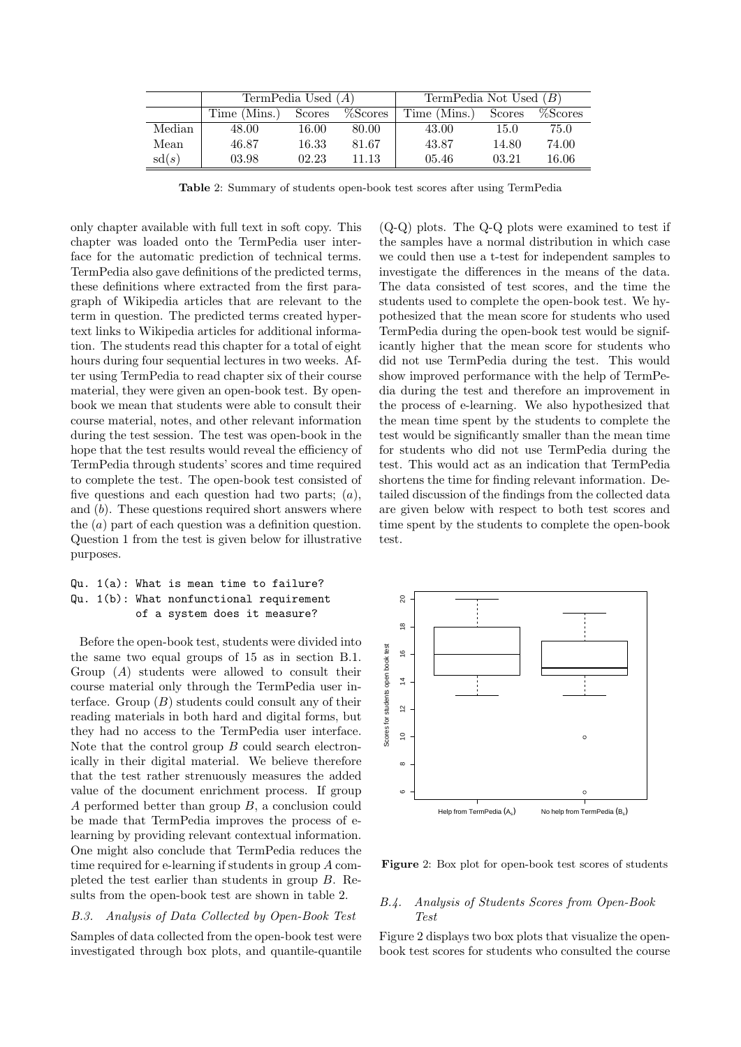| | TermPedia Used ($A$) | | | TermPedia Not Used ($B$) | | |
|---|---|---|---|---|---|---|
| | Time (Mins.) | Scores | %Scores | Time (Mins.) | Scores | %Scores |
| Median | 48.00 | 16.00 | 80.00 | 43.00 | 15.0 | 75.0 |
| Mean | 46.87 | 16.33 | 81.67 | 43.87 | 14.80 | 74.00 |
| sd($s$) | 03.98 | 02.23 | 11.13 | 05.46 | 03.21 | 16.06 |

**Table** 2: Summary of students open-book test scores after using TermPedia

only chapter available with full text in soft copy. This chapter was loaded onto the TermPedia user interface for the automatic prediction of technical terms. TermPedia also gave definitions of the predicted terms, these definitions where extracted from the first paragraph of Wikipedia articles that are relevant to the term in question. The predicted terms created hypertext links to Wikipedia articles for additional information. The students read this chapter for a total of eight hours during four sequential lectures in two weeks. After using TermPedia to read chapter six of their course material, they were given an open-book test. By open-book we mean that students were able to consult their course material, notes, and other relevant information during the test session. The test was open-book in the hope that the test results would reveal the efficiency of TermPedia through students' scores and time required to complete the test. The open-book test consisted of five questions and each question had two parts; ($a$), and ($b$). These questions required short answers where the ($a$) part of each question was a definition question. Question 1 from the test is given below for illustrative purposes.

```
Qu. 1(a): What is mean time to failure?
Qu. 1(b): What nonfunctional requirement
          of a system does it measure?
```

Before the open-book test, students were divided into the same two equal groups of 15 as in section B.1. Group ($A$) students were allowed to consult their course material only through the TermPedia user interface. Group ($B$) students could consult any of their reading materials in both hard and digital forms, but they had no access to the TermPedia user interface. Note that the control group $B$ could search electronically in their digital material. We believe therefore that the test rather strenuously measures the added value of the document enrichment process. If group $A$ performed better than group $B$, a conclusion could be made that TermPedia improves the process of e-learning by providing relevant contextual information. One might also conclude that TermPedia reduces the time required for e-learning if students in group $A$ completed the test earlier than students in group $B$. Results from the open-book test are shown in table 2.

### B.3. *Analysis of Data Collected by Open-Book Test*

Samples of data collected from the open-book test were investigated through box plots, and quantile-quantile (Q-Q) plots. The Q-Q plots were examined to test if the samples have a normal distribution in which case we could then use a t-test for independent samples to investigate the differences in the means of the data. The data consisted of test scores, and the time the students used to complete the open-book test. We hypothesized that the mean score for students who used TermPedia during the open-book test would be significantly higher that the mean score for students who did not use TermPedia during the test. This would show improved performance with the help of TermPedia during the test and therefore an improvement in the process of e-learning. We also hypothesized that the mean time spent by the students to complete the test would be significantly smaller than the mean time for students who did not use TermPedia during the test. This would act as an indication that TermPedia shortens the time for finding relevant information. Detailed discussion of the findings from the collected data are given below with respect to both test scores and time spent by the students to complete the open-book test.

**Figure** 2: Box plot for open-book test scores of students

### B.4. *Analysis of Students Scores from Open-Book Test*

Figure 2 displays two box plots that visualize the open-book test scores for students who consulted the course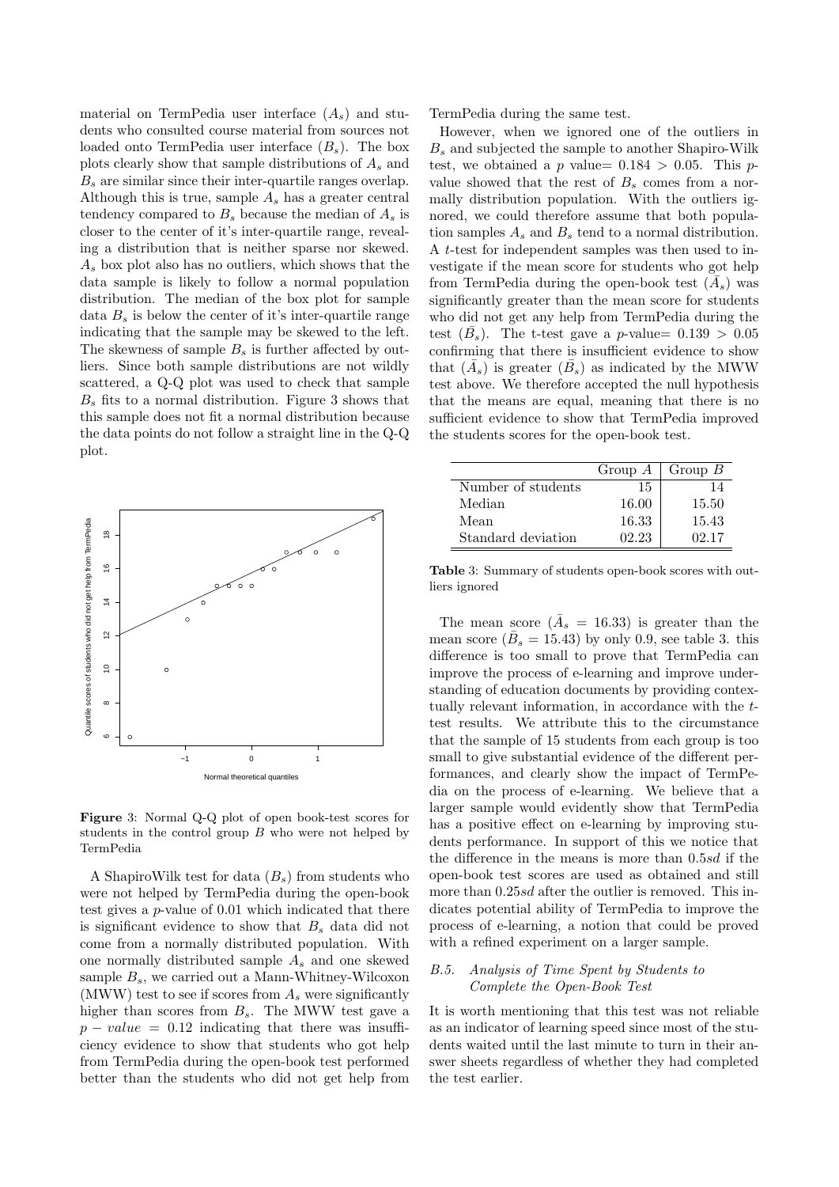material on TermPedia user interface ($A_s$) and students who consulted course material from sources not loaded onto TermPedia user interface ($B_s$). The box plots clearly show that sample distributions of $A_s$ and $B_s$ are similar since their inter-quartile ranges overlap. Although this is true, sample $A_s$ has a greater central tendency compared to $B_s$ because the median of $A_s$ is closer to the center of it's inter-quartile range, revealing a distribution that is neither sparse nor skewed. $A_s$ box plot also has no outliers, which shows that the data sample is likely to follow a normal population distribution. The median of the box plot for sample data $B_s$ is below the center of it's inter-quartile range indicating that the sample may be skewed to the left. The skewness of sample $B_s$ is further affected by outliers. Since both sample distributions are not wildly scattered, a Q-Q plot was used to check that sample $B_s$ fits to a normal distribution. Figure 3 shows that this sample does not fit a normal distribution because the data points do not follow a straight line in the Q-Q plot.

**Figure** 3: Normal Q-Q plot of open book-test scores for students in the control group $B$ who were not helped by TermPedia

A ShapiroWilk test for data ($B_s$) from students who were not helped by TermPedia during the open-book test gives a $p$-value of 0.01 which indicated that there is significant evidence to show that $B_s$ data did not come from a normally distributed population. With one normally distributed sample $A_s$ and one skewed sample $B_s$, we carried out a Mann-Whitney-Wilcoxon (MWW) test to see if scores from $A_s$ were significantly higher than scores from $B_s$. The MWW test gave a $p-value = 0.12$ indicating that there was insufficiency evidence to show that students who got help from TermPedia during the open-book test performed better than the students who did not get help from TermPedia during the same test.

However, when we ignored one of the outliers in $B_s$ and subjected the sample to another Shapiro-Wilk test, we obtained a $p$ value$= 0.184 > 0.05$. This $p$-value showed that the rest of $B_s$ comes from a normally distribution population. With the outliers ignored, we could therefore assume that both population samples $A_s$ and $B_s$ tend to a normal distribution. A $t$-test for independent samples was then used to investigate if the mean score for students who got help from TermPedia during the open-book test ($\bar{A_s}$) was significantly greater than the mean score for students who did not get any help from TermPedia during the test ($\bar{B_s}$). The t-test gave a $p$-value$= 0.139 > 0.05$ confirming that there is insufficient evidence to show that ($\bar{A_s}$) is greater ($\bar{B_s}$) as indicated by the MWW test above. We therefore accepted the null hypothesis that the means are equal, meaning that there is no sufficient evidence to show that TermPedia improved the students scores for the open-book test.

| | Group $A$ | Group $B$ |
|---|---|---|
| Number of students | 15 | 14 |
| Median | 16.00 | 15.50 |
| Mean | 16.33 | 15.43 |
| Standard deviation | 02.23 | 02.17 |

**Table** 3: Summary of students open-book scores with outliers ignored

The mean score ($\bar{A_s} = 16.33$) is greater than the mean score ($\bar{B_s} = 15.43$) by only 0.9, see table 3. this difference is too small to prove that TermPedia can improve the process of e-learning and improve understanding of education documents by providing contextually relevant information, in accordance with the $t$-test results. We attribute this to the circumstance that the sample of 15 students from each group is too small to give substantial evidence of the different performances, and clearly show the impact of TermPedia on the process of e-learning. We believe that a larger sample would evidently show that TermPedia has a positive effect on e-learning by improving students performance. In support of this we notice that the difference in the means is more than $0.5sd$ if the open-book test scores are used as obtained and still more than $0.25sd$ after the outlier is removed. This indicates potential ability of TermPedia to improve the process of e-learning, a notion that could be proved with a refined experiment on a larger sample.

### *B.5. Analysis of Time Spent by Students to Complete the Open-Book Test*

It is worth mentioning that this test was not reliable as an indicator of learning speed since most of the students waited until the last minute to turn in their answer sheets regardless of whether they had completed the test earlier.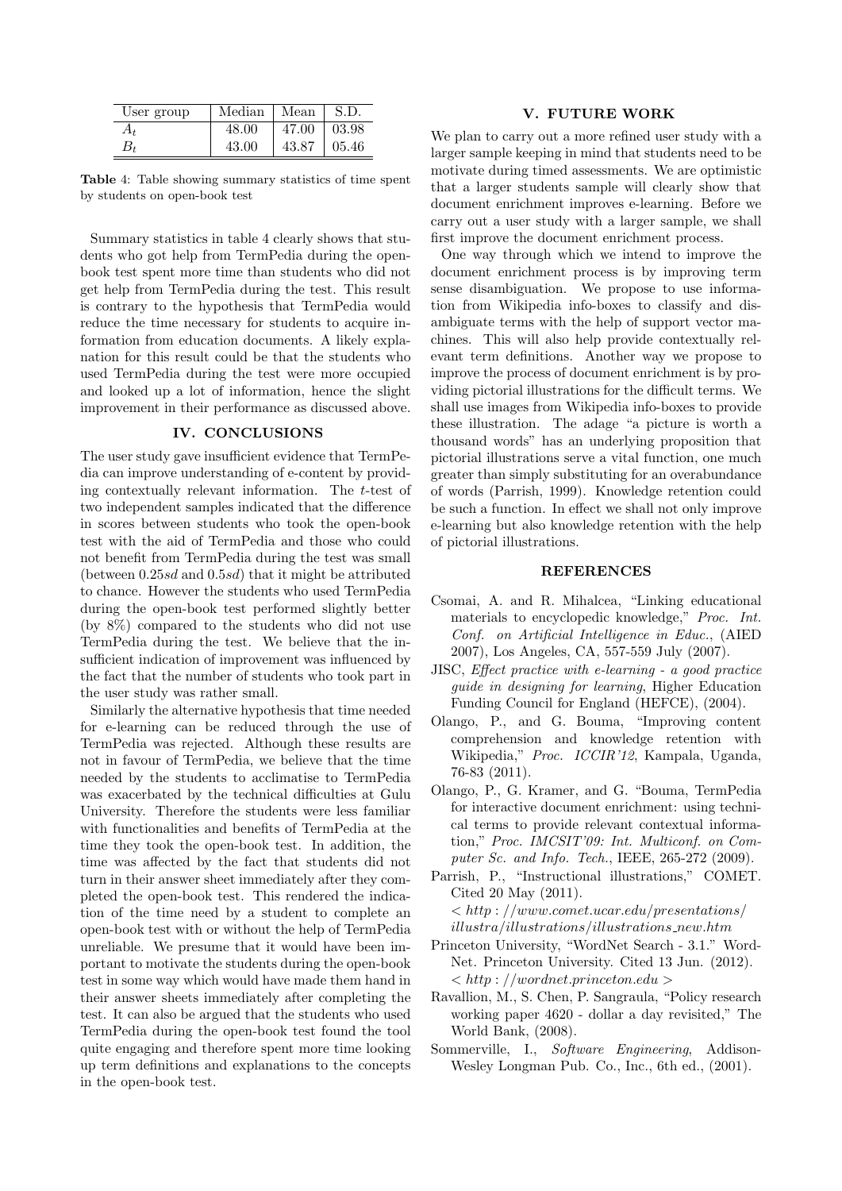| User group | Median | Mean | S.D. |
|---|---|---|---|
| $A_t$ | 48.00 | 47.00 | 03.98 |
| $B_t$ | 43.00 | 43.87 | 05.46 |

**Table** 4: Table showing summary statistics of time spent by students on open-book test

Summary statistics in table 4 clearly shows that students who got help from TermPedia during the open-book test spent more time than students who did not get help from TermPedia during the test. This result is contrary to the hypothesis that TermPedia would reduce the time necessary for students to acquire information from education documents. A likely explanation for this result could be that the students who used TermPedia during the test were more occupied and looked up a lot of information, hence the slight improvement in their performance as discussed above.

## IV. CONCLUSIONS

The user study gave insufficient evidence that TermPedia can improve understanding of e-content by providing contextually relevant information. The $t$-test of two independent samples indicated that the difference in scores between students who took the open-book test with the aid of TermPedia and those who could not benefit from TermPedia during the test was small (between $0.25sd$ and $0.5sd$) that it might be attributed to chance. However the students who used TermPedia during the open-book test performed slightly better (by 8%) compared to the students who did not use TermPedia during the test. We believe that the insufficient indication of improvement was influenced by the fact that the number of students who took part in the user study was rather small.

Similarly the alternative hypothesis that time needed for e-learning can be reduced through the use of TermPedia was rejected. Although these results are not in favour of TermPedia, we believe that the time needed by the students to acclimatise to TermPedia was exacerbated by the technical difficulties at Gulu University. Therefore the students were less familiar with functionalities and benefits of TermPedia at the time they took the open-book test. In addition, the time was affected by the fact that students did not turn in their answer sheet immediately after they completed the open-book test. This rendered the indication of the time need by a student to complete an open-book test with or without the help of TermPedia unreliable. We presume that it would have been important to motivate the students during the open-book test in some way which would have made them hand in their answer sheets immediately after completing the test. It can also be argued that the students who used TermPedia during the open-book test found the tool quite engaging and therefore spent more time looking up term definitions and explanations to the concepts in the open-book test.

## V. FUTURE WORK

We plan to carry out a more refined user study with a larger sample keeping in mind that students need to be motivate during timed assessments. We are optimistic that a larger students sample will clearly show that document enrichment improves e-learning. Before we carry out a user study with a larger sample, we shall first improve the document enrichment process.

One way through which we intend to improve the document enrichment process is by improving term sense disambiguation. We propose to use information from Wikipedia info-boxes to classify and disambiguate terms with the help of support vector machines. This will also help provide contextually relevant term definitions. Another way we propose to improve the process of document enrichment is by providing pictorial illustrations for the difficult terms. We shall use images from Wikipedia info-boxes to provide these illustration. The adage "a picture is worth a thousand words" has an underlying proposition that pictorial illustrations serve a vital function, one much greater than simply substituting for an overabundance of words (Parrish, 1999). Knowledge retention could be such a function. In effect we shall not only improve e-learning but also knowledge retention with the help of pictorial illustrations.

## REFERENCES

- Csomai, A. and R. Mihalcea, "Linking educational materials to encyclopedic knowledge," *Proc. Int. Conf. on Artificial Intelligence in Educ.*, (AIED 2007), Los Angeles, CA, 557-559 July (2007).
- JISC, *Effect practice with e-learning - a good practice guide in designing for learning*, Higher Education Funding Council for England (HEFCE), (2004).
- Olango, P., and G. Bouma, "Improving content comprehension and knowledge retention with Wikipedia," *Proc. ICCIR'12*, Kampala, Uganda, 76-83 (2011).
- Olango, P., G. Kramer, and G. "Bouma, TermPedia for interactive document enrichment: using technical terms to provide relevant contextual information," *Proc. IMCSIT'09: Int. Multiconf. on Computer Sc. and Info. Tech.*, IEEE, 265-272 (2009).
- Parrish, P., "Instructional illustrations," COMET. Cited 20 May (2011). *< http://www.comet.ucar.edu/presentations/illustra/illustrations/illustrations_new.htm*
- Princeton University, "WordNet Search - 3.1." WordNet. Princeton University. Cited 13 Jun. (2012). *< http://wordnet.princeton.edu >*
- Ravallion, M., S. Chen, P. Sangraula, "Policy research working paper 4620 - dollar a day revisited," The World Bank, (2008).
- Sommerville, I., *Software Engineering*, Addison-Wesley Longman Pub. Co., Inc., 6th ed., (2001).